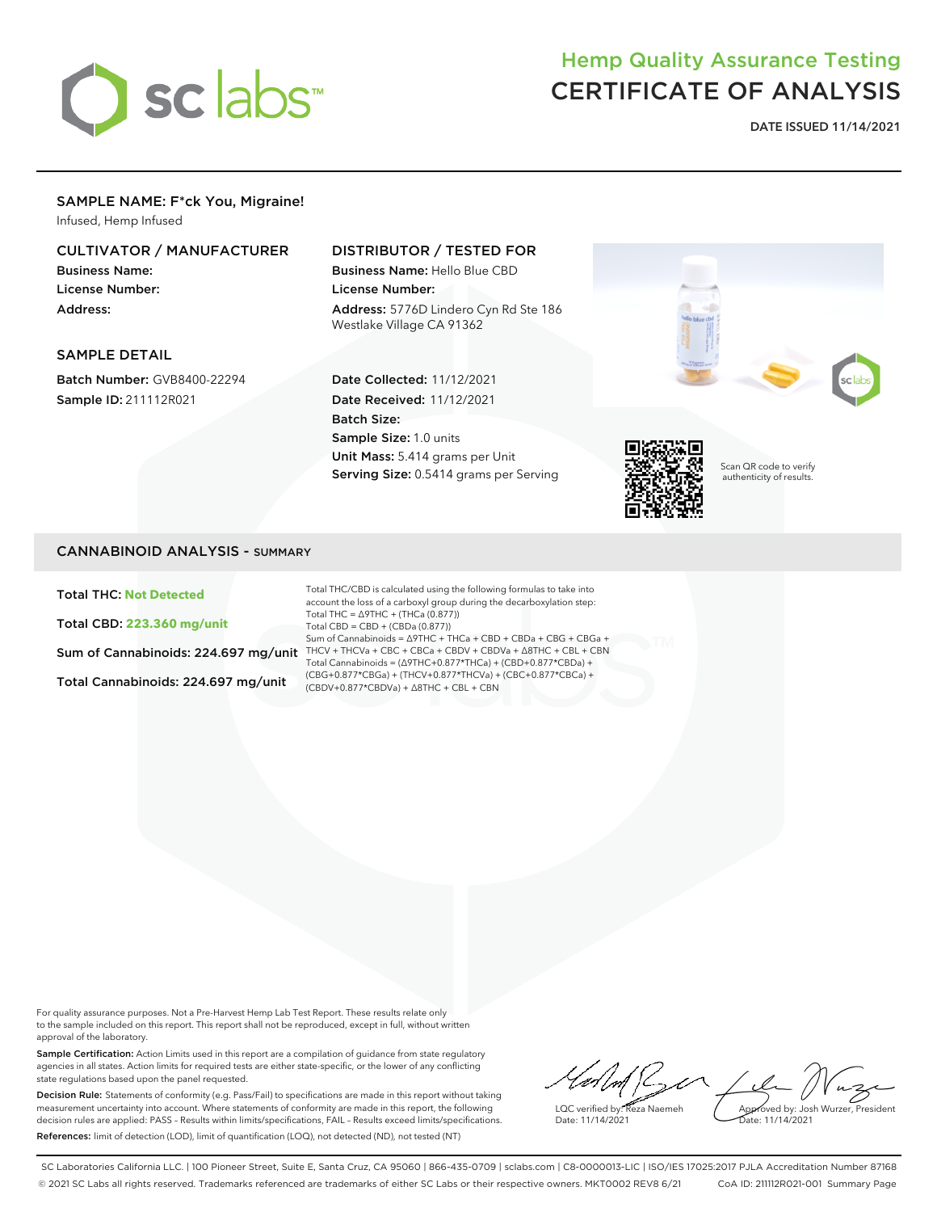# Hemp Quality Assurance Testing
# CERTIFICATE OF ANALYSIS

**DATE ISSUED 11/14/2021**

## SAMPLE NAME: F*ck You, Migraine!

Infused, Hemp Infused

### CULTIVATOR / MANUFACTURER

**Business Name:**
**License Number:**
**Address:**

### DISTRIBUTOR / TESTED FOR

**Business Name:** Hello Blue CBD
**License Number:**
**Address:** 5776D Lindero Cyn Rd Ste 186 Westlake Village CA 91362

### SAMPLE DETAIL

**Batch Number:** GVB8400-22294
**Sample ID:** 211112R021

**Date Collected:** 11/12/2021
**Date Received:** 11/12/2021
**Batch Size:**
**Sample Size:** 1.0 units
**Unit Mass:** 5.414 grams per Unit
**Serving Size:** 0.5414 grams per Serving

Scan QR code to verify authenticity of results.

## CANNABINOID ANALYSIS - SUMMARY

**Total THC: Not Detected**

**Total CBD: 223.360 mg/unit**

**Sum of Cannabinoids: 224.697 mg/unit**

**Total Cannabinoids: 224.697 mg/unit**

Total THC/CBD is calculated using the following formulas to take into account the loss of a carboxyl group during the decarboxylation step:
Total THC = Δ9THC + (THCa (0.877))
Total CBD = CBD + (CBDa (0.877))
Sum of Cannabinoids = Δ9THC + THCa + CBD + CBDa + CBG + CBGa + THCV + THCVa + CBC + CBCa + CBDV + CBDVa + Δ8THC + CBL + CBN
Total Cannabinoids = (Δ9THC+0.877*THCa) + (CBD+0.877*CBDa) + (CBG+0.877*CBGa) + (THCV+0.877*THCVa) + (CBC+0.877*CBCa) + (CBDV+0.877*CBDVa) + Δ8THC + CBL + CBN

For quality assurance purposes. Not a Pre-Harvest Hemp Lab Test Report. These results relate only to the sample included on this report. This report shall not be reproduced, except in full, without written approval of the laboratory.

**Sample Certification:** Action Limits used in this report are a compilation of guidance from state regulatory agencies in all states. Action limits for required tests are either state-specific, or the lower of any conflicting state regulations based upon the panel requested.

**Decision Rule:** Statements of conformity (e.g. Pass/Fail) to specifications are made in this report without taking measurement uncertainty into account. Where statements of conformity are made in this report, the following decision rules are applied: PASS – Results within limits/specifications, FAIL – Results exceed limits/specifications.

**References:** limit of detection (LOD), limit of quantification (LOQ), not detected (ND), not tested (NT)

LQC verified by: Reza Naemeh
Date: 11/14/2021

Approved by: Josh Wurzer, President
Date: 11/14/2021

SC Laboratories California LLC. | 100 Pioneer Street, Suite E, Santa Cruz, CA 95060 | 866-435-0709 | sclabs.com | C8-0000013-LIC | ISO/IES 17025:2017 PJLA Accreditation Number 87168
© 2021 SC Labs all rights reserved. Trademarks referenced are trademarks of either SC Labs or their respective owners. MKT0002 REV8 6/21 CoA ID: 211112R021-001 Summary Page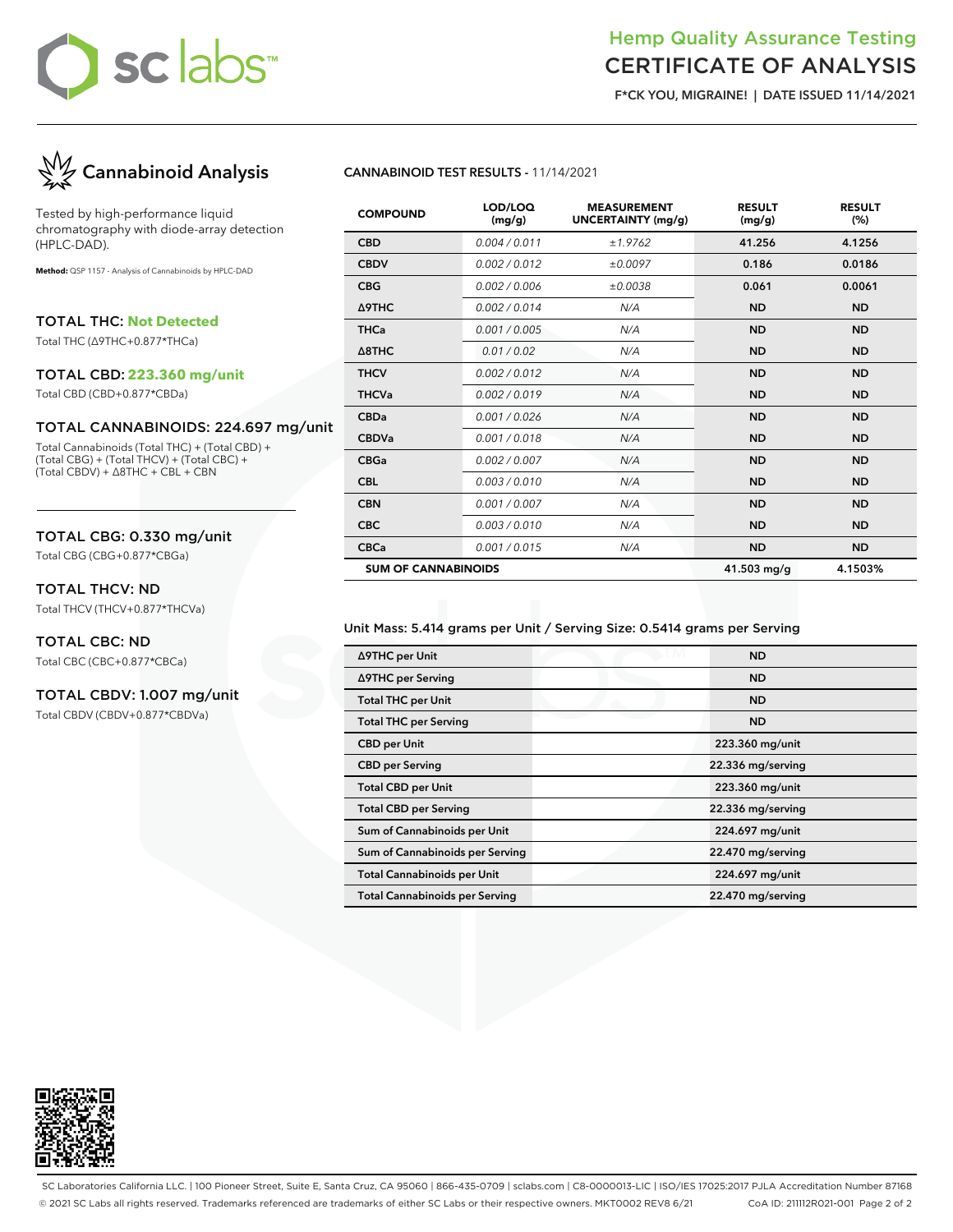# Hemp Quality Assurance Testing
# CERTIFICATE OF ANALYSIS

**F*CK YOU, MIGRAINE! | DATE ISSUED 11/14/2021**

## Cannabinoid Analysis

Tested by high-performance liquid chromatography with diode-array detection (HPLC-DAD).

**Method:** QSP 1157 - Analysis of Cannabinoids by HPLC-DAD

### TOTAL THC: Not Detected

Total THC (Δ9THC+0.877*THCa)

### TOTAL CBD: 223.360 mg/unit

Total CBD (CBD+0.877*CBDa)

### TOTAL CANNABINOIDS: 224.697 mg/unit

Total Cannabinoids (Total THC) + (Total CBD) + (Total CBG) + (Total THCV) + (Total CBC) + (Total CBDV) + Δ8THC + CBL + CBN

### TOTAL CBG: 0.330 mg/unit

Total CBG (CBG+0.877*CBGa)

### TOTAL THCV: ND

Total THCV (THCV+0.877*THCVa)

### TOTAL CBC: ND

Total CBC (CBC+0.877*CBCa)

### TOTAL CBDV: 1.007 mg/unit

Total CBDV (CBDV+0.877*CBDVa)

**CANNABINOID TEST RESULTS** - 11/14/2021

| COMPOUND | LOD/LOQ (mg/g) | MEASUREMENT UNCERTAINTY (mg/g) | RESULT (mg/g) | RESULT (%) |
|---|---|---|---|---|
| CBD | 0.004 / 0.011 | ±1.9762 | 41.256 | 4.1256 |
| CBDV | 0.002 / 0.012 | ±0.0097 | 0.186 | 0.0186 |
| CBG | 0.002 / 0.006 | ±0.0038 | 0.061 | 0.0061 |
| Δ9THC | 0.002 / 0.014 | N/A | ND | ND |
| THCa | 0.001 / 0.005 | N/A | ND | ND |
| Δ8THC | 0.01 / 0.02 | N/A | ND | ND |
| THCV | 0.002 / 0.012 | N/A | ND | ND |
| THCVa | 0.002 / 0.019 | N/A | ND | ND |
| CBDa | 0.001 / 0.026 | N/A | ND | ND |
| CBDVa | 0.001 / 0.018 | N/A | ND | ND |
| CBGa | 0.002 / 0.007 | N/A | ND | ND |
| CBL | 0.003 / 0.010 | N/A | ND | ND |
| CBN | 0.001 / 0.007 | N/A | ND | ND |
| CBC | 0.003 / 0.010 | N/A | ND | ND |
| CBCa | 0.001 / 0.015 | N/A | ND | ND |
| **SUM OF CANNABINOIDS** | | | 41.503 mg/g | 4.1503% |

Unit Mass: 5.414 grams per Unit / Serving Size: 0.5414 grams per Serving

| | |
|---|---|
| Δ9THC per Unit | ND |
| Δ9THC per Serving | ND |
| Total THC per Unit | ND |
| Total THC per Serving | ND |
| CBD per Unit | 223.360 mg/unit |
| CBD per Serving | 22.336 mg/serving |
| Total CBD per Unit | 223.360 mg/unit |
| Total CBD per Serving | 22.336 mg/serving |
| Sum of Cannabinoids per Unit | 224.697 mg/unit |
| Sum of Cannabinoids per Serving | 22.470 mg/serving |
| Total Cannabinoids per Unit | 224.697 mg/unit |
| Total Cannabinoids per Serving | 22.470 mg/serving |

SC Laboratories California LLC. | 100 Pioneer Street, Suite E, Santa Cruz, CA 95060 | 866-435-0709 | sclabs.com | C8-0000013-LIC | ISO/IES 17025:2017 PJLA Accreditation Number 87168

© 2021 SC Labs all rights reserved. Trademarks referenced are trademarks of either SC Labs or their respective owners. MKT0002 REV8 6/21 CoA ID: 211112R021-001